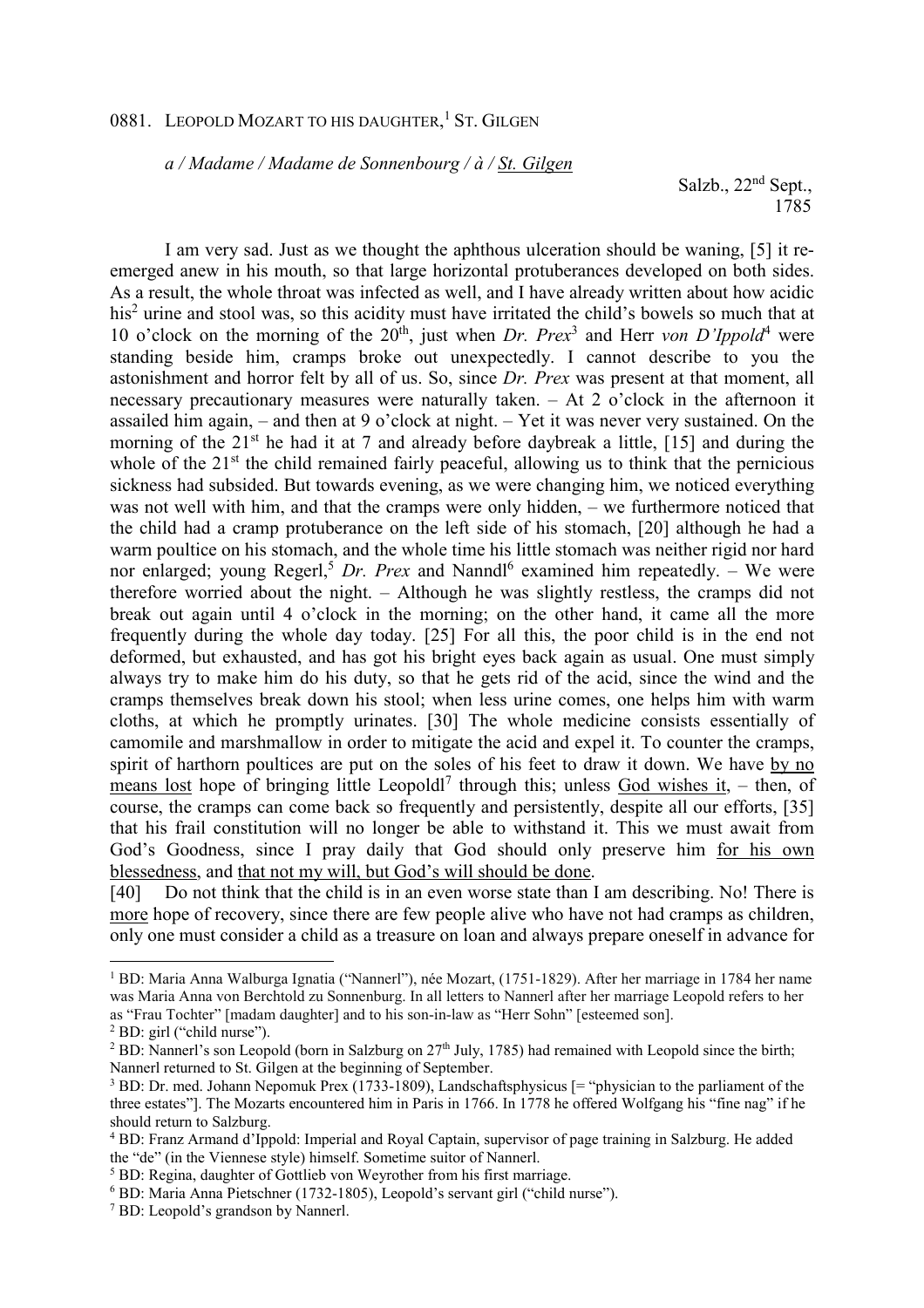## 0881. LEOPOLD MOZART TO HIS DAUGHTER,[1] ST. GILGEN

*a / Madame / Madame de Sonnenbourg / à / St. Gilgen*

Salzb., 22nd Sept.,
1785

I am very sad. Just as we thought the aphthous ulceration should be waning, [5] it re-emerged anew in his mouth, so that large horizontal protuberances developed on both sides. As a result, the whole throat was infected as well, and I have already written about how acidic his[2] urine and stool was, so this acidity must have irritated the child's bowels so much that at 10 o'clock on the morning of the 20th, just when *Dr. Prex*[3] and Herr *von D'Ippold*[4] were standing beside him, cramps broke out unexpectedly. I cannot describe to you the astonishment and horror felt by all of us. So, since *Dr. Prex* was present at that moment, all necessary precautionary measures were naturally taken. – At 2 o'clock in the afternoon it assailed him again, – and then at 9 o'clock at night. – Yet it was never very sustained. On the morning of the 21st he had it at 7 and already before daybreak a little, [15] and during the whole of the 21st the child remained fairly peaceful, allowing us to think that the pernicious sickness had subsided. But towards evening, as we were changing him, we noticed everything was not well with him, and that the cramps were only hidden, – we furthermore noticed that the child had a cramp protuberance on the left side of his stomach, [20] although he had a warm poultice on his stomach, and the whole time his little stomach was neither rigid nor hard nor enlarged; young Regerl,[5] *Dr. Prex* and Nanndl[6] examined him repeatedly. – We were therefore worried about the night. – Although he was slightly restless, the cramps did not break out again until 4 o'clock in the morning; on the other hand, it came all the more frequently during the whole day today. [25] For all this, the poor child is in the end not deformed, but exhausted, and has got his bright eyes back again as usual. One must simply always try to make him do his duty, so that he gets rid of the acid, since the wind and the cramps themselves break down his stool; when less urine comes, one helps him with warm cloths, at which he promptly urinates. [30] The whole medicine consists essentially of camomile and marshmallow in order to mitigate the acid and expel it. To counter the cramps, spirit of harthorn poultices are put on the soles of his feet to draw it down. We have by no means lost hope of bringing little Leopoldl[7] through this; unless God wishes it, – then, of course, the cramps can come back so frequently and persistently, despite all our efforts, [35] that his frail constitution will no longer be able to withstand it. This we must await from God's Goodness, since I pray daily that God should only preserve him for his own blessedness, and that not my will, but God's will should be done.

[40] Do not think that the child is in an even worse state than I am describing. No! There is more hope of recovery, since there are few people alive who have not had cramps as children, only one must consider a child as a treasure on loan and always prepare oneself in advance for

---

[1] BD: Maria Anna Walburga Ignatia ("Nannerl"), née Mozart, (1751-1829). After her marriage in 1784 her name was Maria Anna von Berchtold zu Sonnenburg. In all letters to Nannerl after her marriage Leopold refers to her as "Frau Tochter" [madam daughter] and to his son-in-law as "Herr Sohn" [esteemed son].

[2] BD: girl ("child nurse").

[2] BD: Nannerl's son Leopold (born in Salzburg on 27th July, 1785) had remained with Leopold since the birth; Nannerl returned to St. Gilgen at the beginning of September.

[3] BD: Dr. med. Johann Nepomuk Prex (1733-1809), Landschaftsphysicus [= "physician to the parliament of the three estates"]. The Mozarts encountered him in Paris in 1766. In 1778 he offered Wolfgang his "fine nag" if he should return to Salzburg.

[4] BD: Franz Armand d'Ippold: Imperial and Royal Captain, supervisor of page training in Salzburg. He added the "de" (in the Viennese style) himself. Sometime suitor of Nannerl.

[5] BD: Regina, daughter of Gottlieb von Weyrother from his first marriage.

[6] BD: Maria Anna Pietschner (1732-1805), Leopold's servant girl ("child nurse").

[7] BD: Leopold's grandson by Nannerl.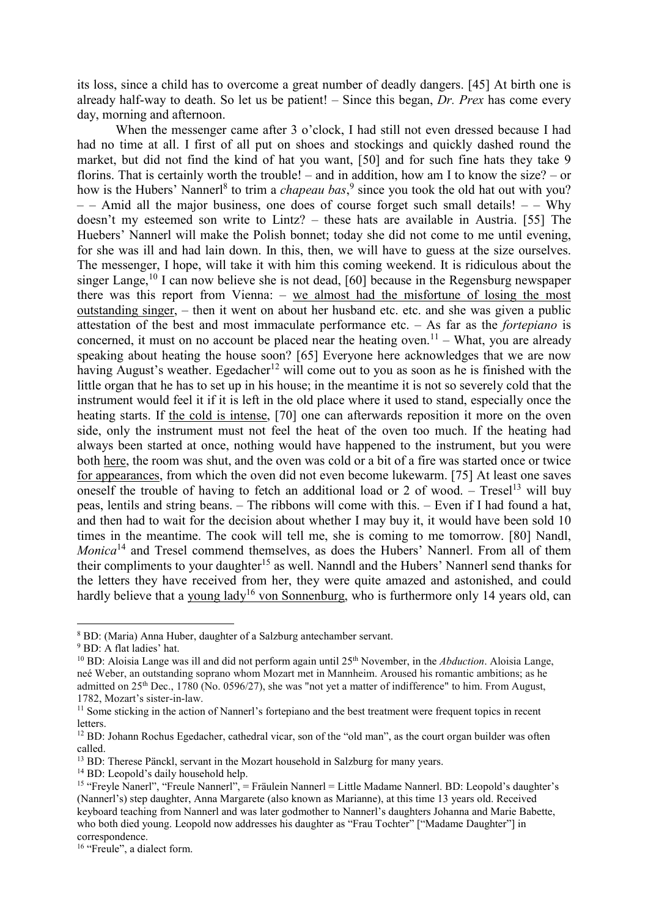its loss, since a child has to overcome a great number of deadly dangers. [45] At birth one is already half-way to death. So let us be patient! – Since this began, *Dr. Prex* has come every day, morning and afternoon.

When the messenger came after 3 o'clock, I had still not even dressed because I had had no time at all. I first of all put on shoes and stockings and quickly dashed round the market, but did not find the kind of hat you want, [50] and for such fine hats they take 9 florins. That is certainly worth the trouble! – and in addition, how am I to know the size? – or how is the Hubers' Nannerl[8] to trim a *chapeau bas*,[9] since you took the old hat out with you? – – Amid all the major business, one does of course forget such small details! – – Why doesn't my esteemed son write to Lintz? – these hats are available in Austria. [55] The Huebers' Nannerl will make the Polish bonnet; today she did not come to me until evening, for she was ill and had lain down. In this, then, we will have to guess at the size ourselves. The messenger, I hope, will take it with him this coming weekend. It is ridiculous about the singer Lange,[10] I can now believe she is not dead, [60] because in the Regensburg newspaper there was this report from Vienna: – <u>we almost had the misfortune of losing the most outstanding singer</u>, – then it went on about her husband etc. etc. and she was given a public attestation of the best and most immaculate performance etc. – As far as the *fortepiano* is concerned, it must on no account be placed near the heating oven.[11] – What, you are already speaking about heating the house soon? [65] Everyone here acknowledges that we are now having August's weather. Egedacher[12] will come out to you as soon as he is finished with the little organ that he has to set up in his house; in the meantime it is not so severely cold that the instrument would feel it if it is left in the old place where it used to stand, especially once the heating starts. If <u>the cold is intense</u>, [70] one can afterwards reposition it more on the oven side, only the instrument must not feel the heat of the oven too much. If the heating had always been started at once, nothing would have happened to the instrument, but you were both <u>here</u>, the room was shut, and the oven was cold or a bit of a fire was started once or twice <u>for appearances</u>, from which the oven did not even become lukewarm. [75] At least one saves oneself the trouble of having to fetch an additional load or 2 of wood. – Tresel[13] will buy peas, lentils and string beans. – The ribbons will come with this. – Even if I had found a hat, and then had to wait for the decision about whether I may buy it, it would have been sold 10 times in the meantime. The cook will tell me, she is coming to me tomorrow. [80] Nandl, *Monica*[14] and Tresel commend themselves, as does the Hubers' Nannerl. From all of them their compliments to your daughter[15] as well. Nanndl and the Hubers' Nannerl send thanks for the letters they have received from her, they were quite amazed and astonished, and could hardly believe that a <u>young lady[16] von Sonnenburg</u>, who is furthermore only 14 years old, can

---

[8] BD: (Maria) Anna Huber, daughter of a Salzburg antechamber servant.

[9] BD: A flat ladies' hat.

[10] BD: Aloisia Lange was ill and did not perform again until 25th November, in the *Abduction*. Aloisia Lange, neé Weber, an outstanding soprano whom Mozart met in Mannheim. Aroused his romantic ambitions; as he admitted on 25th Dec., 1780 (No. 0596/27), she was "not yet a matter of indifference" to him. From August, 1782, Mozart's sister-in-law.

[11] Some sticking in the action of Nannerl's fortepiano and the best treatment were frequent topics in recent letters.

[12] BD: Johann Rochus Egedacher, cathedral vicar, son of the "old man", as the court organ builder was often called.

[13] BD: Therese Pänckl, servant in the Mozart household in Salzburg for many years.

[14] BD: Leopold's daily household help.

[15] "Freyle Nanerl", "Freule Nannerl", = Fräulein Nannerl = Little Madame Nannerl. BD: Leopold's daughter's (Nannerl's) step daughter, Anna Margarete (also known as Marianne), at this time 13 years old. Received keyboard teaching from Nannerl and was later godmother to Nannerl's daughters Johanna and Marie Babette, who both died young. Leopold now addresses his daughter as "Frau Tochter" ["Madame Daughter"] in correspondence.

[16] "Freule", a dialect form.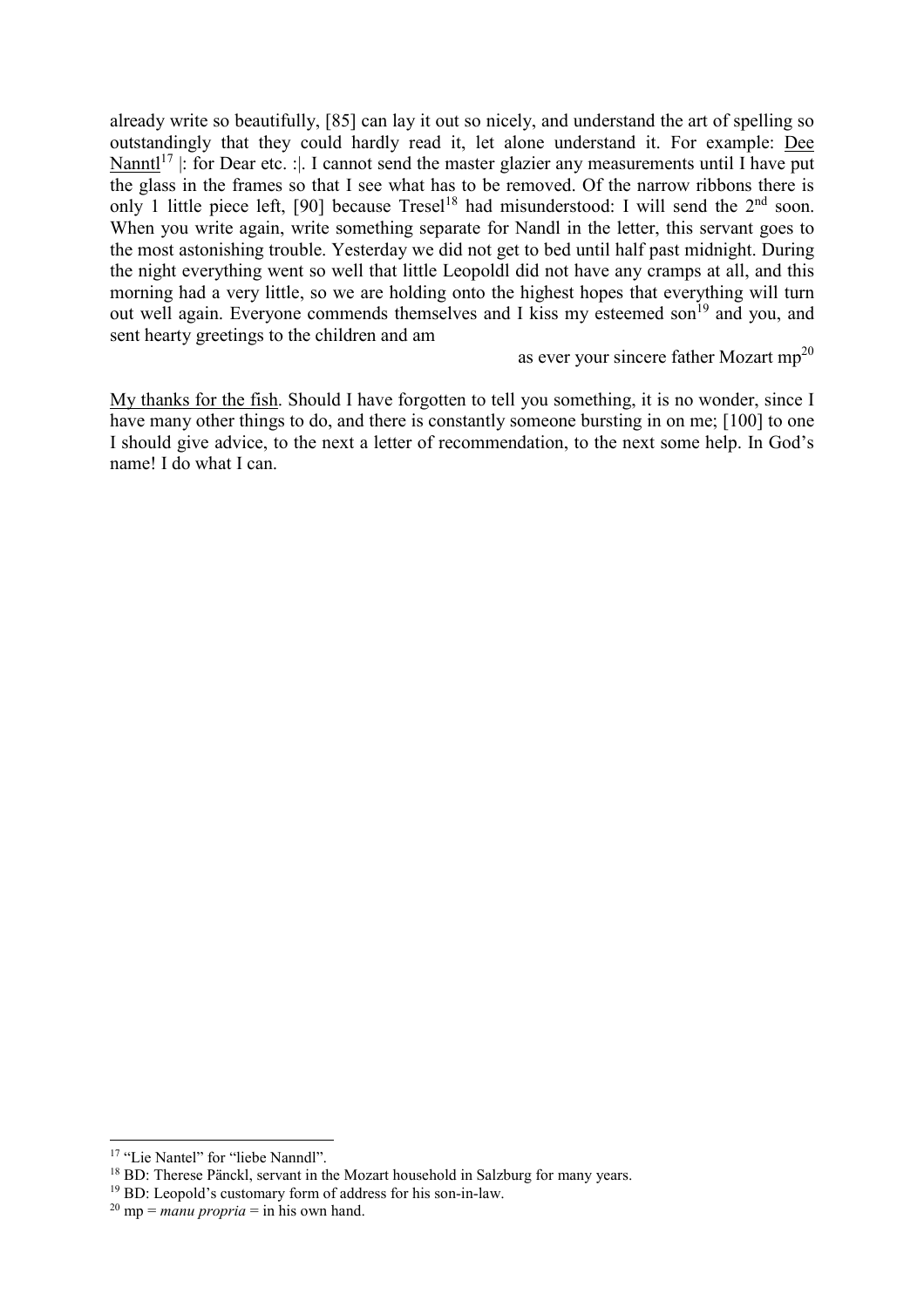already write so beautifully, [85] can lay it out so nicely, and understand the art of spelling so outstandingly that they could hardly read it, let alone understand it. For example: Dee Nanntl[17] |: for Dear etc. :|. I cannot send the master glazier any measurements until I have put the glass in the frames so that I see what has to be removed. Of the narrow ribbons there is only 1 little piece left, [90] because Tresel[18] had misunderstood: I will send the 2nd soon. When you write again, write something separate for Nandl in the letter, this servant goes to the most astonishing trouble. Yesterday we did not get to bed until half past midnight. During the night everything went so well that little Leopoldl did not have any cramps at all, and this morning had a very little, so we are holding onto the highest hopes that everything will turn out well again. Everyone commends themselves and I kiss my esteemed son[19] and you, and sent hearty greetings to the children and am

as ever your sincere father Mozart mp[20]

My thanks for the fish. Should I have forgotten to tell you something, it is no wonder, since I have many other things to do, and there is constantly someone bursting in on me; [100] to one I should give advice, to the next a letter of recommendation, to the next some help. In God's name! I do what I can.

---

[17] "Lie Nantel" for "liebe Nanndl".

[18] BD: Therese Pänckl, servant in the Mozart household in Salzburg for many years.

[19] BD: Leopold's customary form of address for his son-in-law.

[20] mp = *manu propria* = in his own hand.